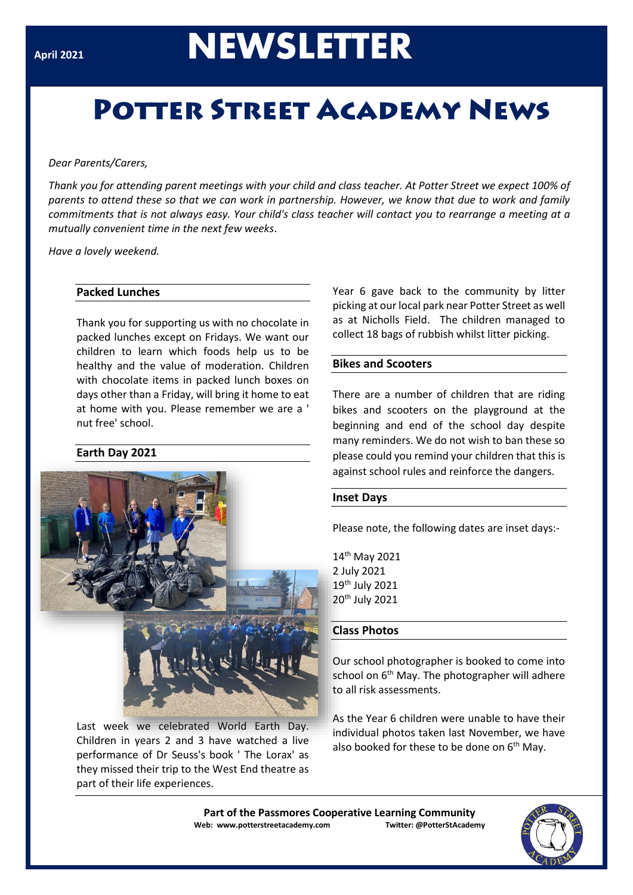April 2021

# NEWSLETTER

# Potter Street Academy News

*Dear Parents/Carers,*

*Thank you for attending parent meetings with your child and class teacher. At Potter Street we expect 100% of parents to attend these so that we can work in partnership. However, we know that due to work and family commitments that is not always easy. Your child's class teacher will contact you to rearrange a meeting at a mutually convenient time in the next few weeks.*

*Have a lovely weekend.*

## Packed Lunches

Thank you for supporting us with no chocolate in packed lunches except on Fridays. We want our children to learn which foods help us to be healthy and the value of moderation. Children with chocolate items in packed lunch boxes on days other than a Friday, will bring it home to eat at home with you. Please remember we are a ' nut free' school.

## Earth Day 2021

Last week we celebrated World Earth Day. Children in years 2 and 3 have watched a live performance of Dr Seuss's book ' The Lorax' as they missed their trip to the West End theatre as part of their life experiences.

Year 6 gave back to the community by litter picking at our local park near Potter Street as well as at Nicholls Field. The children managed to collect 18 bags of rubbish whilst litter picking.

## Bikes and Scooters

There are a number of children that are riding bikes and scooters on the playground at the beginning and end of the school day despite many reminders. We do not wish to ban these so please could you remind your children that this is against school rules and reinforce the dangers.

## Inset Days

Please note, the following dates are inset days:-

14th May 2021
2 July 2021
19th July 2021
20th July 2021

## Class Photos

Our school photographer is booked to come into school on 6th May. The photographer will adhere to all risk assessments.

As the Year 6 children were unable to have their individual photos taken last November, we have also booked for these to be done on 6th May.

**Part of the Passmores Cooperative Learning Community**
**Web: www.potterstreetacademy.com** **Twitter: @PotterStAcademy**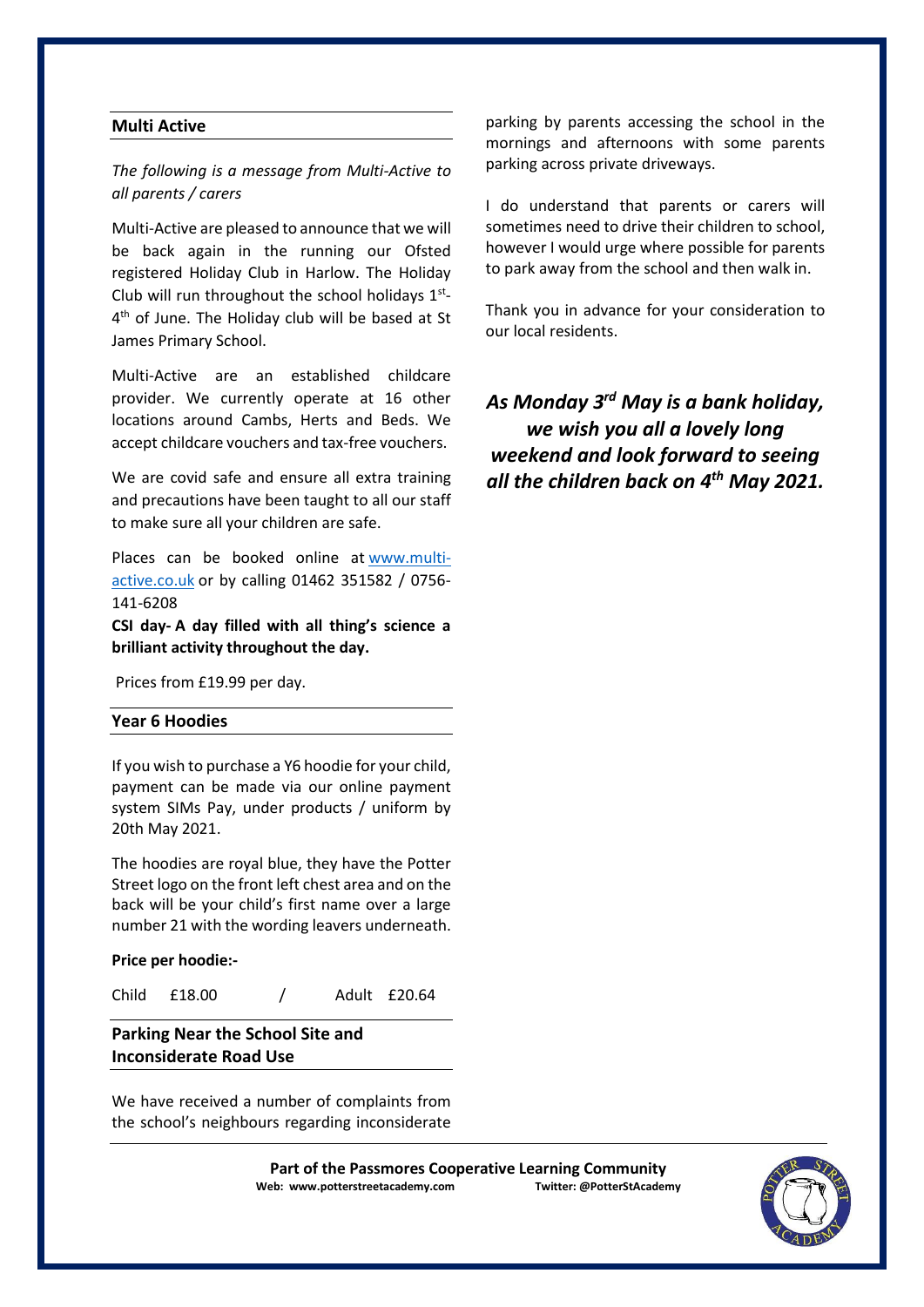## Multi Active

*The following is a message from Multi-Active to all parents / carers*

Multi-Active are pleased to announce that we will be back again in the running our Ofsted registered Holiday Club in Harlow. The Holiday Club will run throughout the school holidays 1st-4th of June. The Holiday club will be based at St James Primary School.

Multi-Active are an established childcare provider. We currently operate at 16 other locations around Cambs, Herts and Beds. We accept childcare vouchers and tax-free vouchers.

We are covid safe and ensure all extra training and precautions have been taught to all our staff to make sure all your children are safe.

Places can be booked online at [www.multi-active.co.uk](www.multi-active.co.uk) or by calling 01462 351582 / 0756-141-6208

**CSI day- A day filled with all thing's science a brilliant activity throughout the day.**

Prices from £19.99 per day.

## Year 6 Hoodies

If you wish to purchase a Y6 hoodie for your child, payment can be made via our online payment system SIMs Pay, under products / uniform by 20th May 2021.

The hoodies are royal blue, they have the Potter Street logo on the front left chest area and on the back will be your child's first name over a large number 21 with the wording leavers underneath.

**Price per hoodie:-**

Child £18.00 / Adult £20.64

## Parking Near the School Site and Inconsiderate Road Use

We have received a number of complaints from the school's neighbours regarding inconsiderate parking by parents accessing the school in the mornings and afternoons with some parents parking across private driveways.

I do understand that parents or carers will sometimes need to drive their children to school, however I would urge where possible for parents to park away from the school and then walk in.

Thank you in advance for your consideration to our local residents.

***As Monday 3rd May is a bank holiday, we wish you all a lovely long weekend and look forward to seeing all the children back on 4th May 2021.***

**Part of the Passmores Cooperative Learning Community**
**Web: www.potterstreetacademy.com Twitter: @PotterStAcademy**